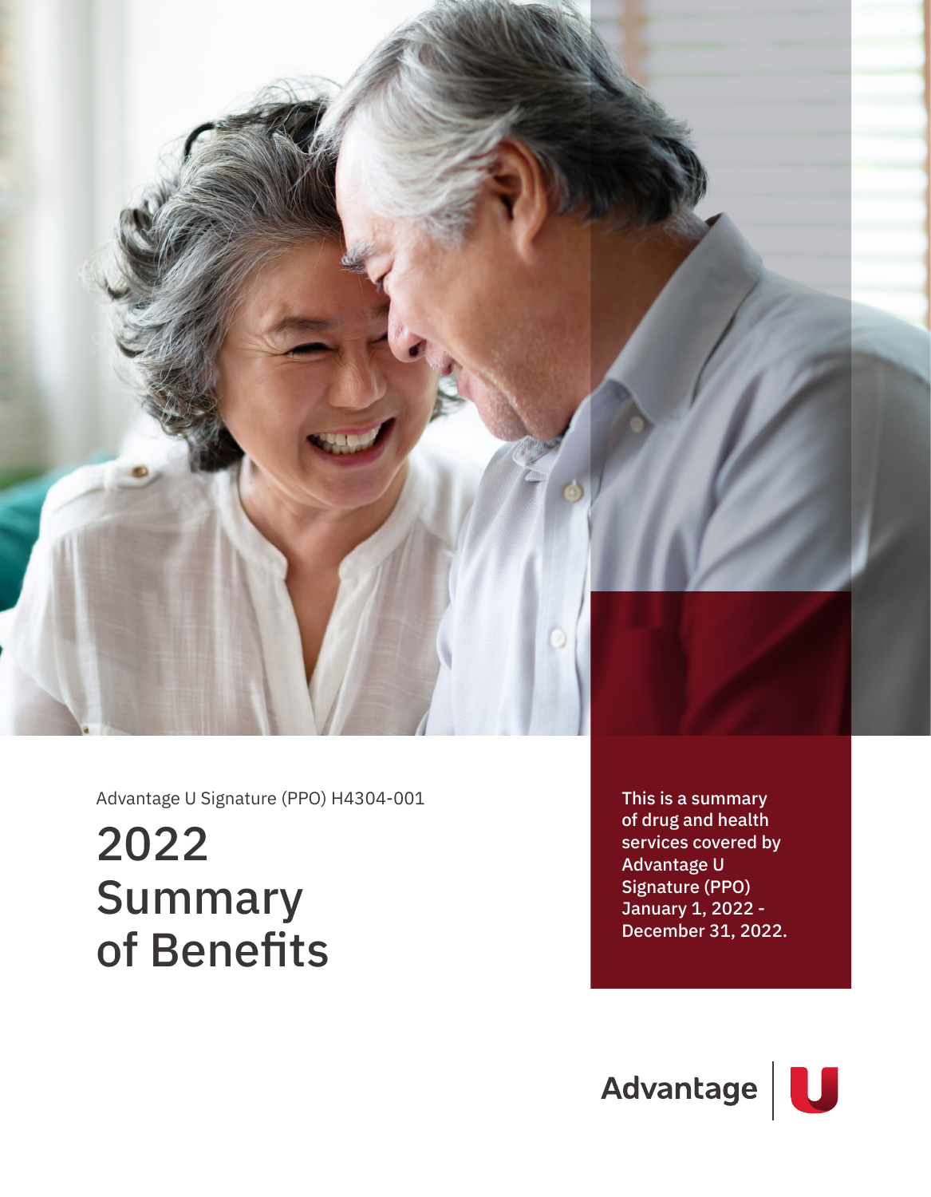Advantage U Signature (PPO) H4304-001

# 2022 Summary of Benefits

This is a summary of drug and health services covered by Advantage U Signature (PPO) January 1, 2022 - December 31, 2022.

Advantage | U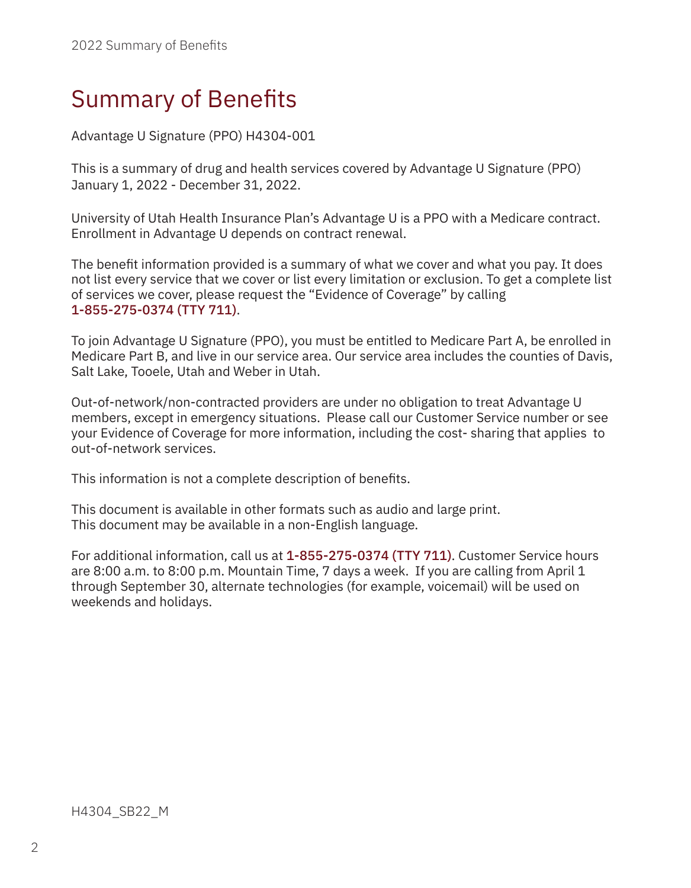# Summary of Benefits

Advantage U Signature (PPO) H4304-001

This is a summary of drug and health services covered by Advantage U Signature (PPO) January 1, 2022 - December 31, 2022.

University of Utah Health Insurance Plan's Advantage U is a PPO with a Medicare contract. Enrollment in Advantage U depends on contract renewal.

The benefit information provided is a summary of what we cover and what you pay. It does not list every service that we cover or list every limitation or exclusion. To get a complete list of services we cover, please request the "Evidence of Coverage" by calling **1-855-275-0374 (TTY 711)**.

To join Advantage U Signature (PPO), you must be entitled to Medicare Part A, be enrolled in Medicare Part B, and live in our service area. Our service area includes the counties of Davis, Salt Lake, Tooele, Utah and Weber in Utah.

Out-of-network/non-contracted providers are under no obligation to treat Advantage U members, except in emergency situations. Please call our Customer Service number or see your Evidence of Coverage for more information, including the cost- sharing that applies to out-of-network services.

This information is not a complete description of benefits.

This document is available in other formats such as audio and large print.
This document may be available in a non-English language.

For additional information, call us at **1-855-275-0374 (TTY 711)**. Customer Service hours are 8:00 a.m. to 8:00 p.m. Mountain Time, 7 days a week. If you are calling from April 1 through September 30, alternate technologies (for example, voicemail) will be used on weekends and holidays.

H4304_SB22_M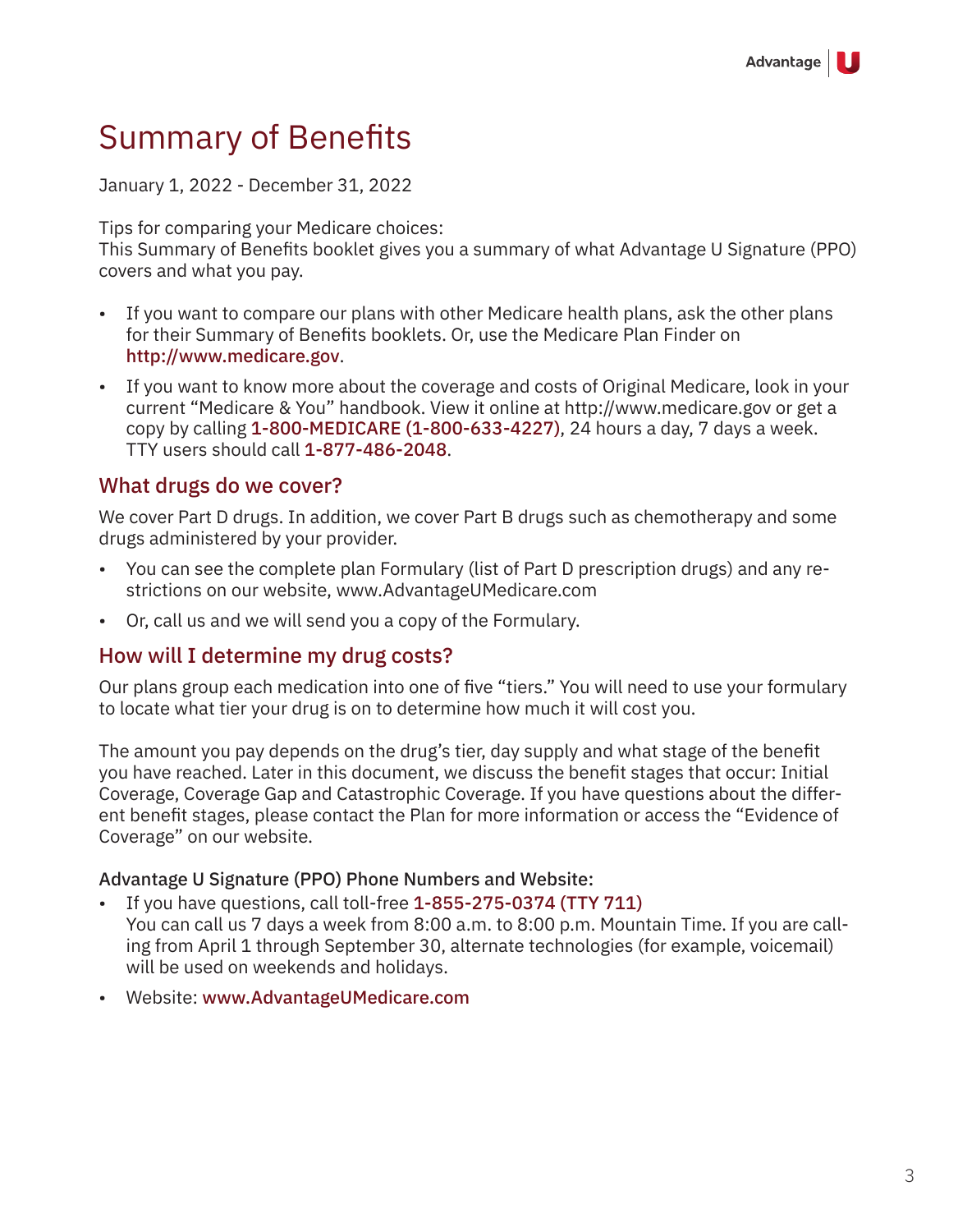# Summary of Benefits

January 1, 2022 - December 31, 2022

Tips for comparing your Medicare choices:
This Summary of Benefits booklet gives you a summary of what Advantage U Signature (PPO) covers and what you pay.

- If you want to compare our plans with other Medicare health plans, ask the other plans for their Summary of Benefits booklets. Or, use the Medicare Plan Finder on http://www.medicare.gov.
- If you want to know more about the coverage and costs of Original Medicare, look in your current "Medicare & You" handbook. View it online at http://www.medicare.gov or get a copy by calling 1-800-MEDICARE (1-800-633-4227), 24 hours a day, 7 days a week. TTY users should call 1-877-486-2048.

## What drugs do we cover?

We cover Part D drugs. In addition, we cover Part B drugs such as chemotherapy and some drugs administered by your provider.

- You can see the complete plan Formulary (list of Part D prescription drugs) and any restrictions on our website, www.AdvantageUMedicare.com
- Or, call us and we will send you a copy of the Formulary.

## How will I determine my drug costs?

Our plans group each medication into one of five "tiers." You will need to use your formulary to locate what tier your drug is on to determine how much it will cost you.

The amount you pay depends on the drug's tier, day supply and what stage of the benefit you have reached. Later in this document, we discuss the benefit stages that occur: Initial Coverage, Coverage Gap and Catastrophic Coverage. If you have questions about the different benefit stages, please contact the Plan for more information or access the "Evidence of Coverage" on our website.

### Advantage U Signature (PPO) Phone Numbers and Website:

- If you have questions, call toll-free 1-855-275-0374 (TTY 711)
  You can call us 7 days a week from 8:00 a.m. to 8:00 p.m. Mountain Time. If you are calling from April 1 through September 30, alternate technologies (for example, voicemail) will be used on weekends and holidays.
- Website: www.AdvantageUMedicare.com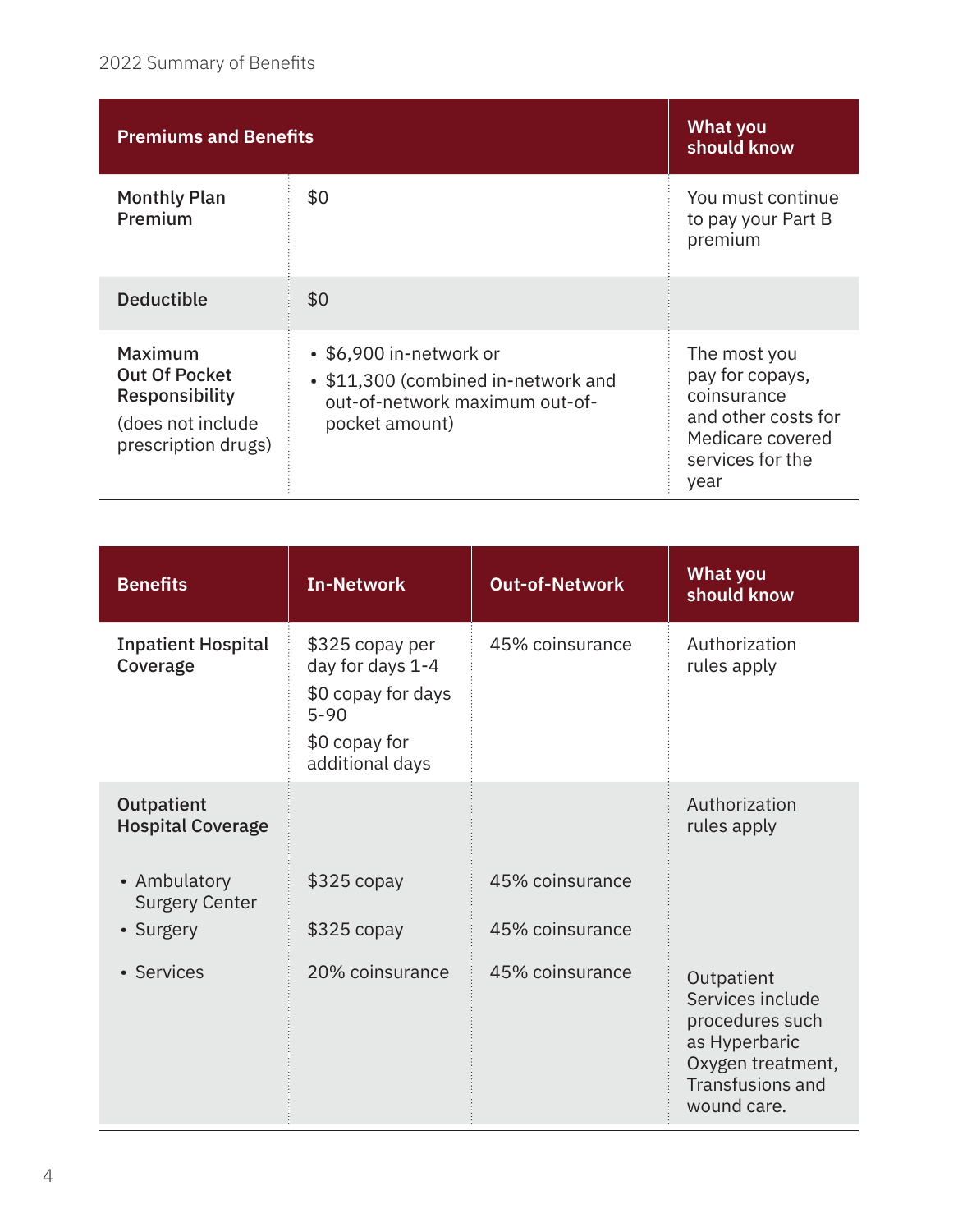| Premiums and Benefits | | What you should know |
|---|---|---|
| **Monthly Plan Premium** | $0 | You must continue to pay your Part B premium |
| **Deductible** | $0 | |
| **Maximum Out Of Pocket Responsibility** (does not include prescription drugs) | • $6,900 in-network or<br>• $11,300 (combined in-network and out-of-network maximum out-of-pocket amount) | The most you pay for copays, coinsurance and other costs for Medicare covered services for the year |

| Benefits | In-Network | Out-of-Network | What you should know |
|---|---|---|---|
| **Inpatient Hospital Coverage** | $325 copay per day for days 1-4<br>$0 copay for days 5-90<br>$0 copay for additional days | 45% coinsurance | Authorization rules apply |
| **Outpatient Hospital Coverage** | | | Authorization rules apply |
| • Ambulatory Surgery Center | $325 copay | 45% coinsurance | |
| • Surgery | $325 copay | 45% coinsurance | |
| • Services | 20% coinsurance | 45% coinsurance | Outpatient Services include procedures such as Hyperbaric Oxygen treatment, Transfusions and wound care. |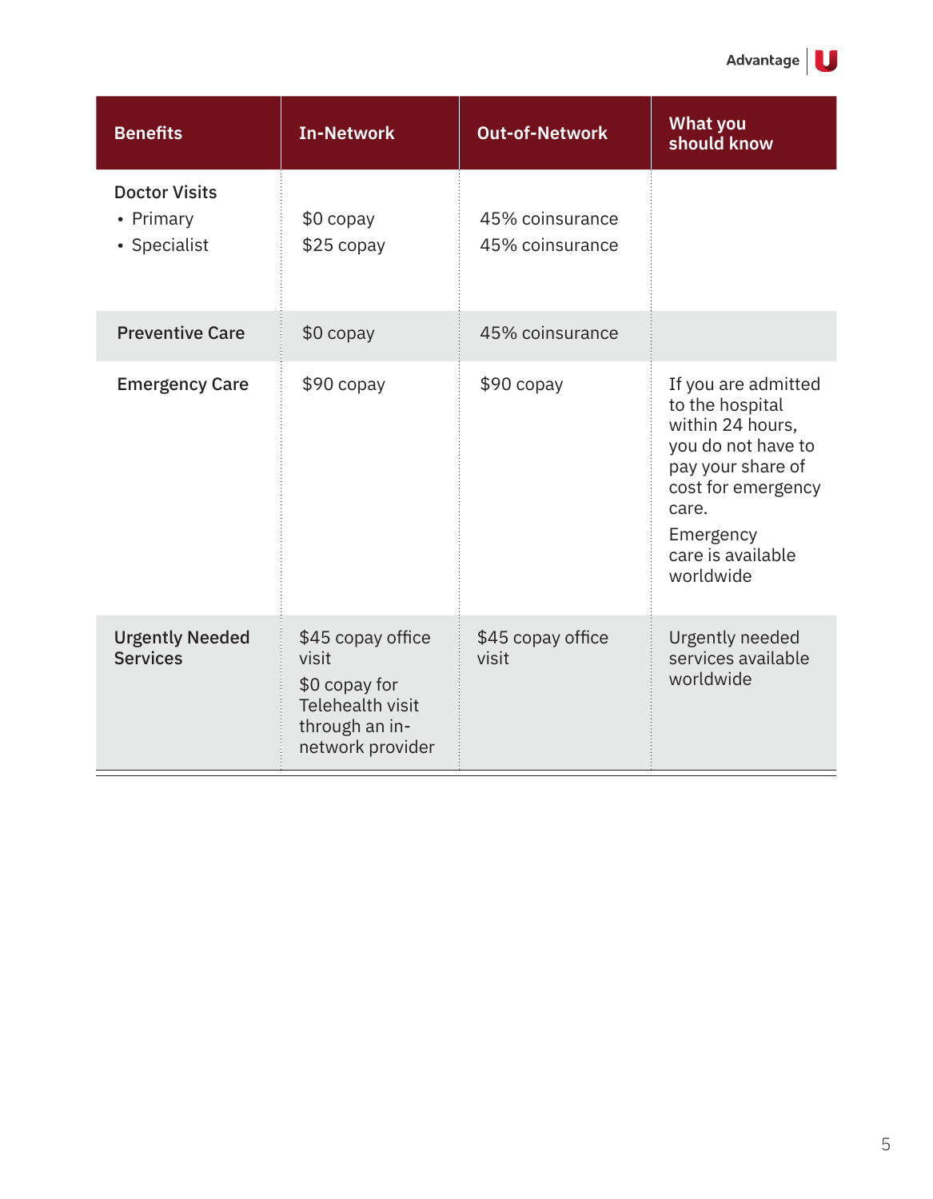| Benefits | In-Network | Out-of-Network | What you should know |
|---|---|---|---|
| **Doctor Visits**<br>• Primary<br>• Specialist | <br>$0 copay<br>$25 copay | <br>45% coinsurance<br>45% coinsurance | |
| **Preventive Care** | $0 copay | 45% coinsurance | |
| **Emergency Care** | $90 copay | $90 copay | If you are admitted to the hospital within 24 hours, you do not have to pay your share of cost for emergency care.<br>Emergency care is available worldwide |
| **Urgently Needed Services** | $45 copay office visit<br>$0 copay for Telehealth visit through an in-network provider | $45 copay office visit | Urgently needed services available worldwide |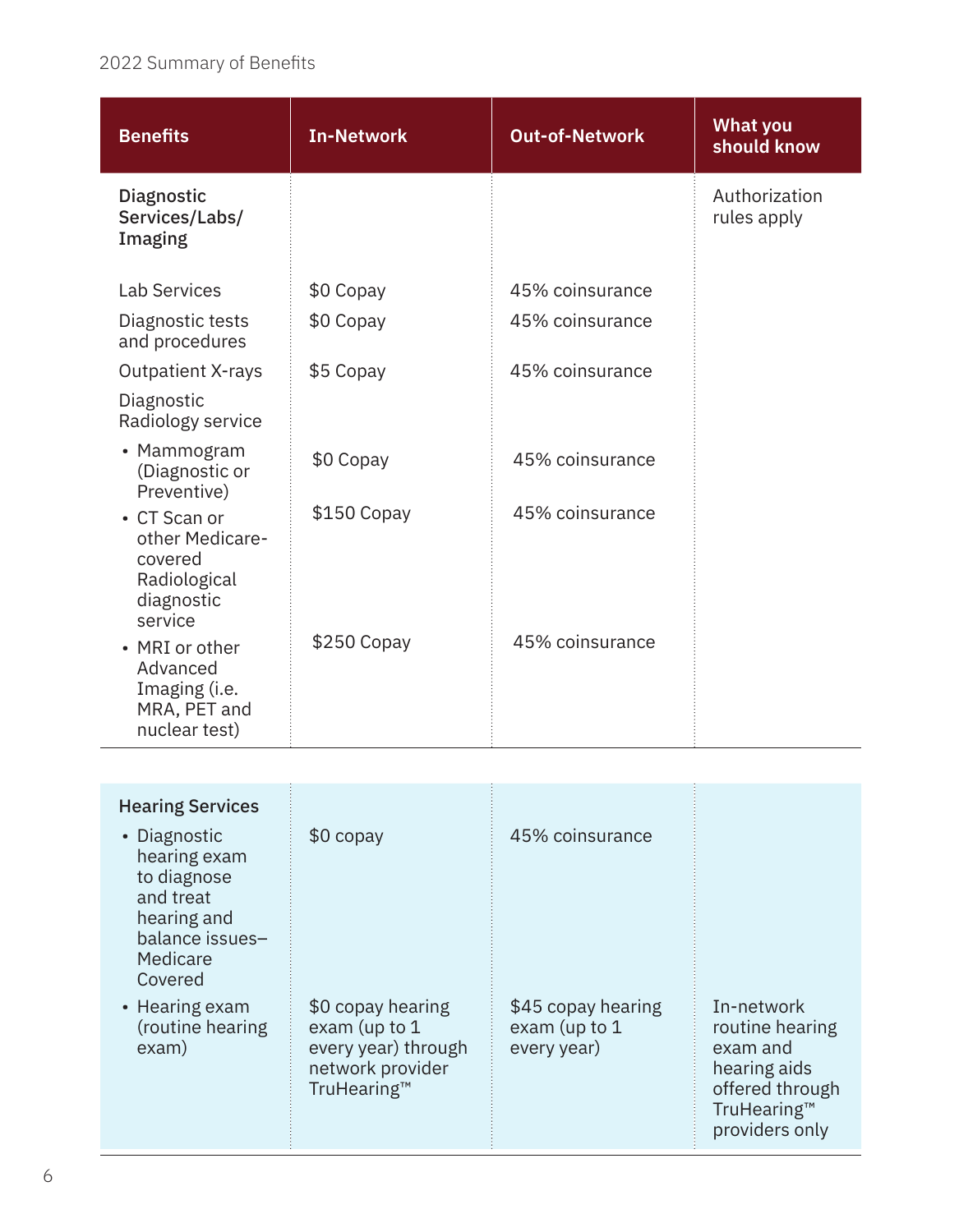| Benefits | In-Network | Out-of-Network | What you should know |
|---|---|---|---|
| **Diagnostic Services/Labs/ Imaging** | | | Authorization rules apply |
| Lab Services | $0 Copay | 45% coinsurance | |
| Diagnostic tests and procedures | $0 Copay | 45% coinsurance | |
| Outpatient X-rays | $5 Copay | 45% coinsurance | |
| Diagnostic Radiology service | | | |
| • Mammogram (Diagnostic or Preventive) | $0 Copay | 45% coinsurance | |
| • CT Scan or other Medicare-covered Radiological diagnostic service | $150 Copay | 45% coinsurance | |
| • MRI or other Advanced Imaging (i.e. MRA, PET and nuclear test) | $250 Copay | 45% coinsurance | |

| Benefits | In-Network | Out-of-Network | What you should know |
|---|---|---|---|
| **Hearing Services** | | | |
| • Diagnostic hearing exam to diagnose and treat hearing and balance issues– Medicare Covered | $0 copay | 45% coinsurance | |
| • Hearing exam (routine hearing exam) | $0 copay hearing exam (up to 1 every year) through network provider TruHearing™ | $45 copay hearing exam (up to 1 every year) | In-network routine hearing exam and hearing aids offered through TruHearing™ providers only |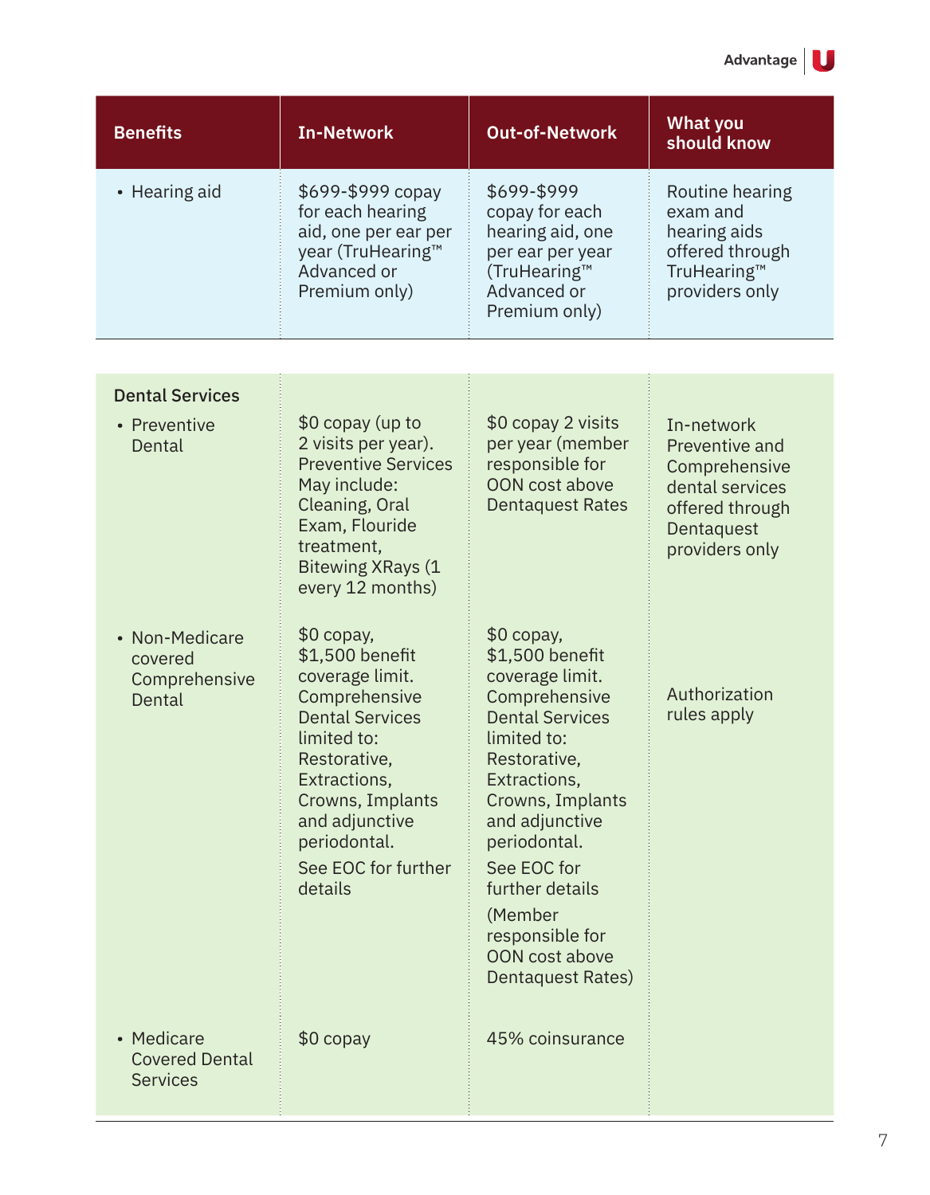| Benefits | In-Network | Out-of-Network | What you should know |
|---|---|---|---|
| • Hearing aid | $699-$999 copay for each hearing aid, one per ear per year (TruHearing™ Advanced or Premium only) | $699-$999 copay for each hearing aid, one per ear per year (TruHearing™ Advanced or Premium only) | Routine hearing exam and hearing aids offered through TruHearing™ providers only |
| **Dental Services** | | | |
| • Preventive Dental | $0 copay (up to 2 visits per year). Preventive Services May include: Cleaning, Oral Exam, Flouride treatment, Bitewing XRays (1 every 12 months) | $0 copay 2 visits per year (member responsible for OON cost above Dentaquest Rates | In-network Preventive and Comprehensive dental services offered through Dentaquest providers only |
| • Non-Medicare covered Comprehensive Dental | $0 copay, $1,500 benefit coverage limit. Comprehensive Dental Services limited to: Restorative, Extractions, Crowns, Implants and adjunctive periodontal. See EOC for further details | $0 copay, $1,500 benefit coverage limit. Comprehensive Dental Services limited to: Restorative, Extractions, Crowns, Implants and adjunctive periodontal. See EOC for further details (Member responsible for OON cost above Dentaquest Rates) | Authorization rules apply |
| • Medicare Covered Dental Services | $0 copay | 45% coinsurance | |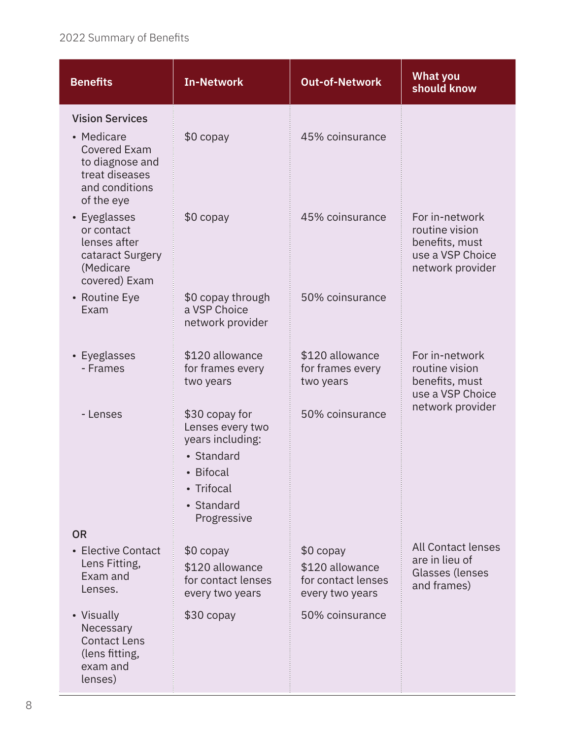| Benefits | In-Network | Out-of-Network | What you should know |
| --- | --- | --- | --- |
| **Vision Services** | | | |
| • Medicare Covered Exam to diagnose and treat diseases and conditions of the eye | $0 copay | 45% coinsurance | |
| • Eyeglasses or contact lenses after cataract Surgery (Medicare covered) Exam | $0 copay | 45% coinsurance | For in-network routine vision benefits, must use a VSP Choice network provider |
| • Routine Eye Exam | $0 copay through a VSP Choice network provider | 50% coinsurance | |
| • Eyeglasses - Frames | $120 allowance for frames every two years | $120 allowance for frames every two years | For in-network routine vision benefits, must use a VSP Choice network provider |
| - Lenses | $30 copay for Lenses every two years including: • Standard • Bifocal • Trifocal • Standard Progressive | 50% coinsurance | |
| OR | | | |
| • Elective Contact Lens Fitting, Exam and Lenses. | $0 copay $120 allowance for contact lenses every two years | $0 copay $120 allowance for contact lenses every two years | All Contact lenses are in lieu of Glasses (lenses and frames) |
| • Visually Necessary Contact Lens (lens fitting, exam and lenses) | $30 copay | 50% coinsurance | |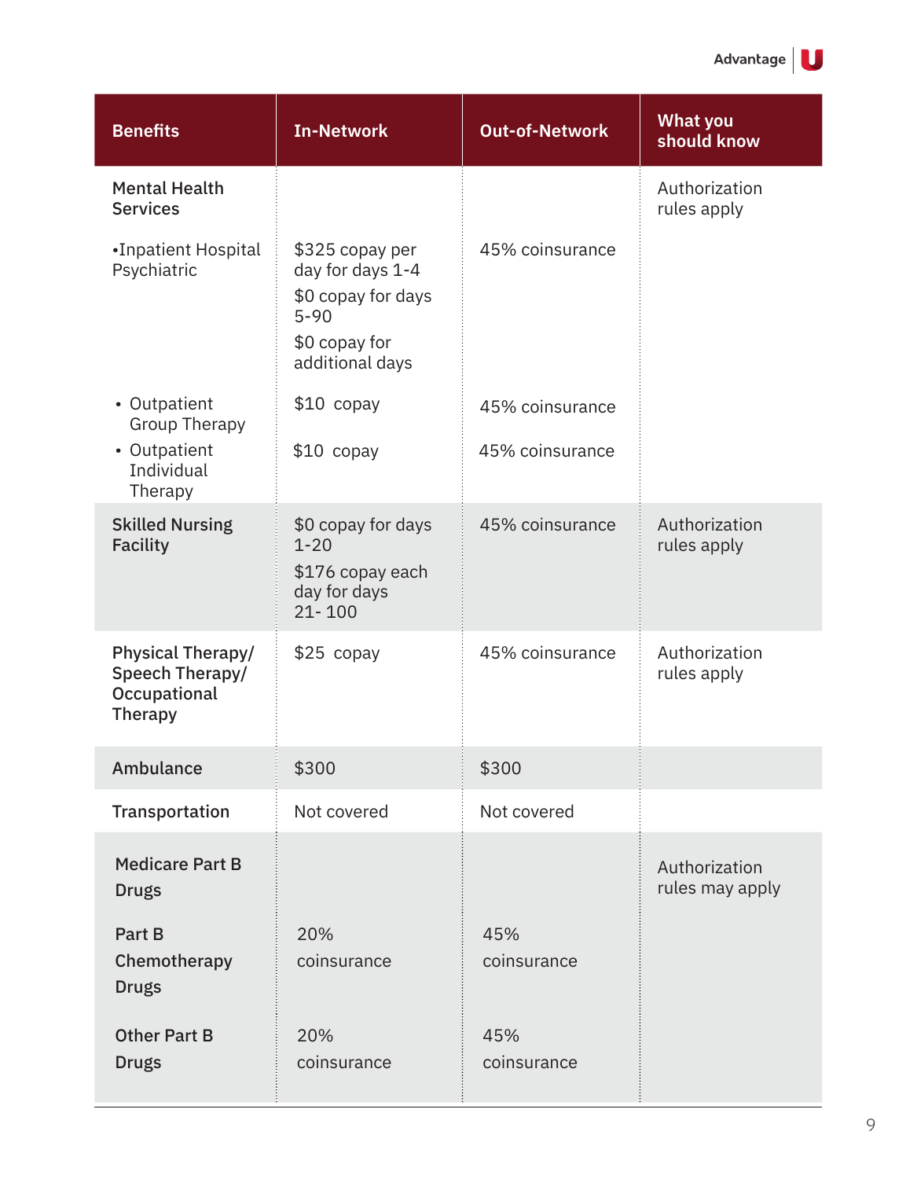| Benefits | In-Network | Out-of-Network | What you should know |
|---|---|---|---|
| **Mental Health Services** | | | Authorization rules apply |
| •Inpatient Hospital Psychiatric | $325 copay per day for days 1-4<br>$0 copay for days 5-90<br>$0 copay for additional days | 45% coinsurance | |
| • Outpatient Group Therapy | $10 copay | 45% coinsurance | |
| • Outpatient Individual Therapy | $10 copay | 45% coinsurance | |
| **Skilled Nursing Facility** | $0 copay for days 1-20<br>$176 copay each day for days 21- 100 | 45% coinsurance | Authorization rules apply |
| **Physical Therapy/ Speech Therapy/ Occupational Therapy** | $25 copay | 45% coinsurance | Authorization rules apply |
| **Ambulance** | $300 | $300 | |
| **Transportation** | Not covered | Not covered | |
| **Medicare Part B Drugs** | | | Authorization rules may apply |
| **Part B Chemotherapy Drugs** | 20% coinsurance | 45% coinsurance | |
| **Other Part B Drugs** | 20% coinsurance | 45% coinsurance | |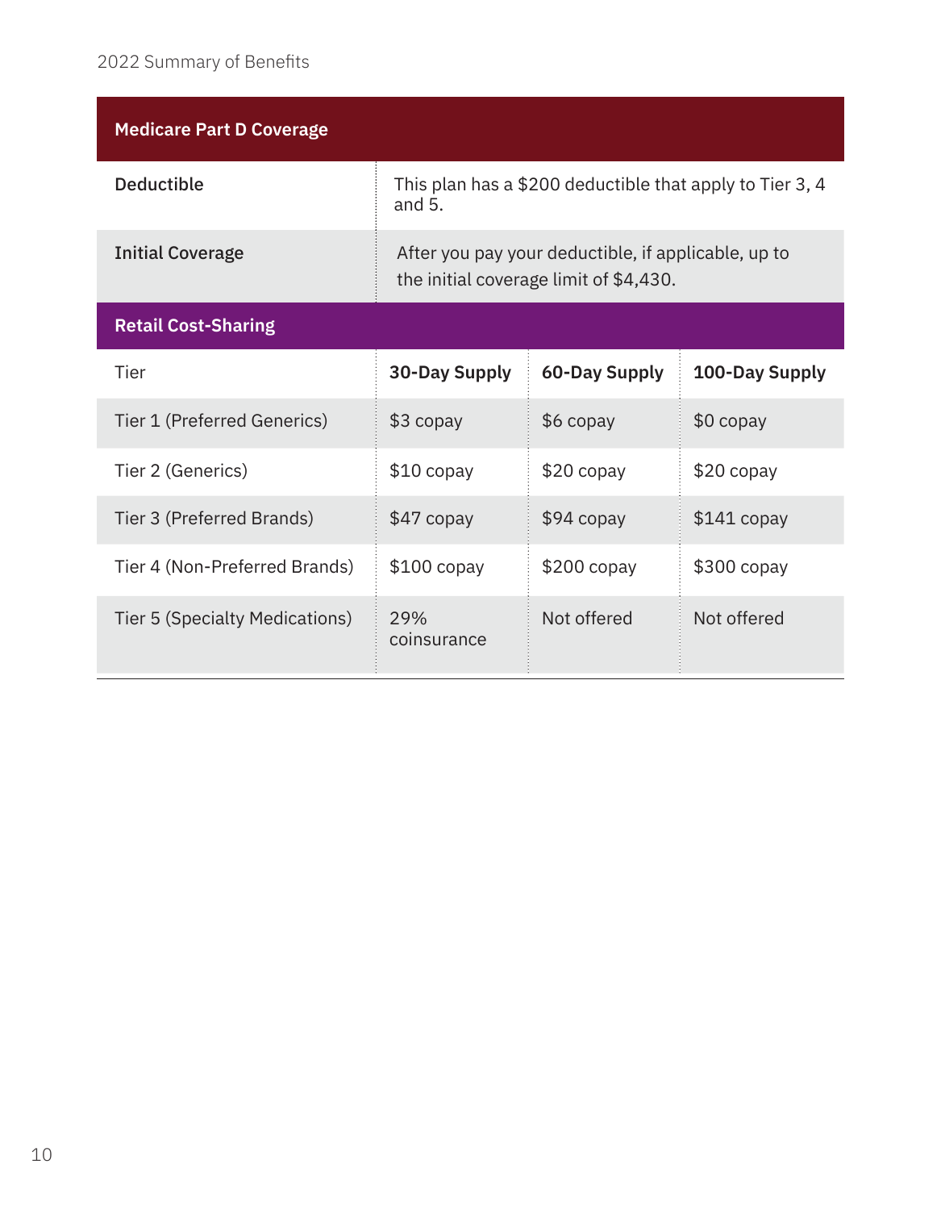## Medicare Part D Coverage

| | |
|---|---|
| **Deductible** | This plan has a $200 deductible that apply to Tier 3, 4 and 5. |
| **Initial Coverage** | After you pay your deductible, if applicable, up to the initial coverage limit of $4,430. |

### Retail Cost-Sharing

| Tier | 30-Day Supply | 60-Day Supply | 100-Day Supply |
|---|---|---|---|
| Tier 1 (Preferred Generics) | $3 copay | $6 copay | $0 copay |
| Tier 2 (Generics) | $10 copay | $20 copay | $20 copay |
| Tier 3 (Preferred Brands) | $47 copay | $94 copay | $141 copay |
| Tier 4 (Non-Preferred Brands) | $100 copay | $200 copay | $300 copay |
| Tier 5 (Specialty Medications) | 29% coinsurance | Not offered | Not offered |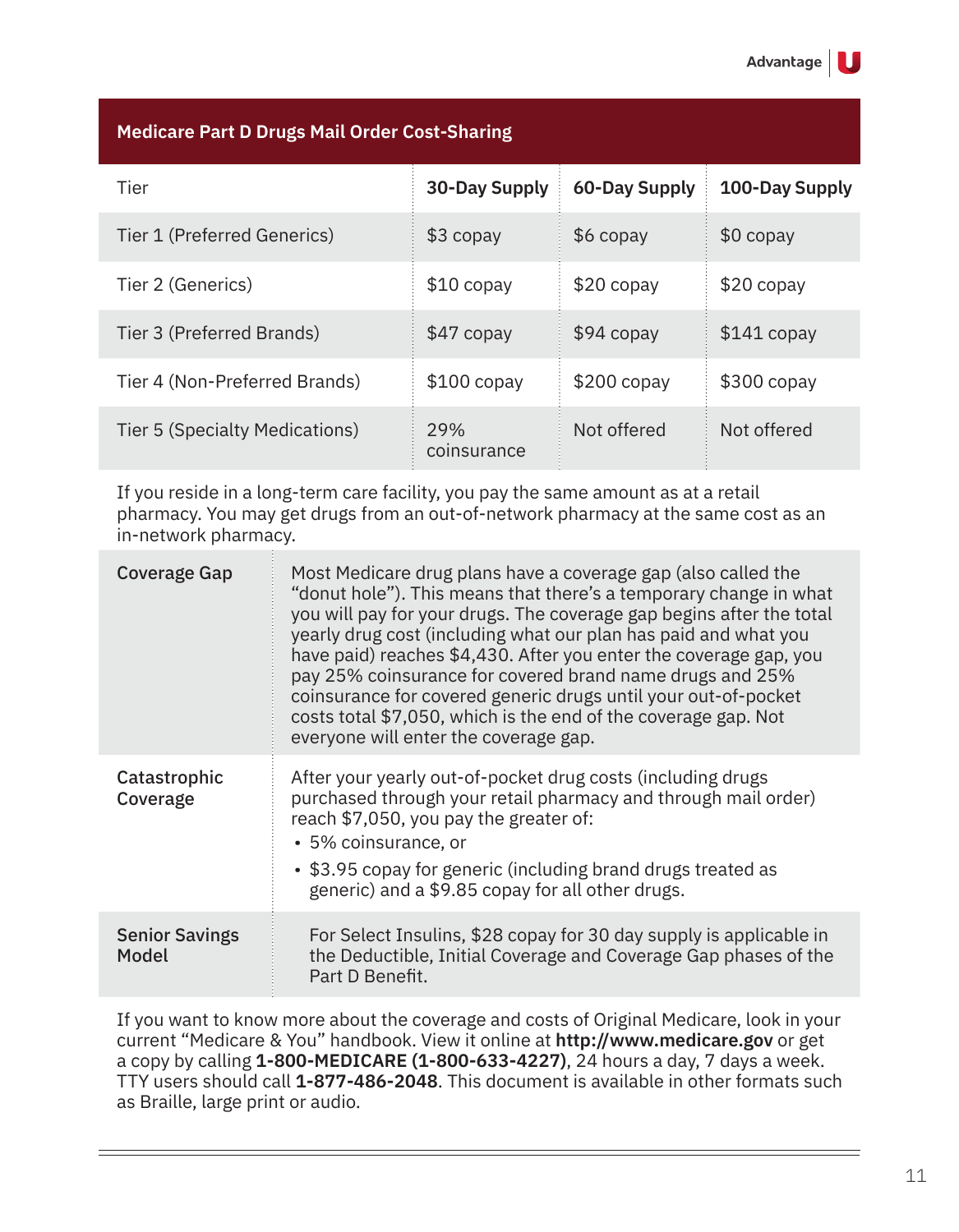| Medicare Part D Drugs Mail Order Cost-Sharing | | | |
|---|---|---|---|
| Tier | **30-Day Supply** | **60-Day Supply** | **100-Day Supply** |
| Tier 1 (Preferred Generics) | $3 copay | $6 copay | $0 copay |
| Tier 2 (Generics) | $10 copay | $20 copay | $20 copay |
| Tier 3 (Preferred Brands) | $47 copay | $94 copay | $141 copay |
| Tier 4 (Non-Preferred Brands) | $100 copay | $200 copay | $300 copay |
| Tier 5 (Specialty Medications) | 29% coinsurance | Not offered | Not offered |

If you reside in a long-term care facility, you pay the same amount as at a retail pharmacy. You may get drugs from an out-of-network pharmacy at the same cost as an in-network pharmacy.

| | |
|---|---|
| **Coverage Gap** | Most Medicare drug plans have a coverage gap (also called the "donut hole"). This means that there's a temporary change in what you will pay for your drugs. The coverage gap begins after the total yearly drug cost (including what our plan has paid and what you have paid) reaches $4,430. After you enter the coverage gap, you pay 25% coinsurance for covered brand name drugs and 25% coinsurance for covered generic drugs until your out-of-pocket costs total $7,050, which is the end of the coverage gap. Not everyone will enter the coverage gap. |
| **Catastrophic Coverage** | After your yearly out-of-pocket drug costs (including drugs purchased through your retail pharmacy and through mail order) reach $7,050, you pay the greater of:<br>• 5% coinsurance, or<br>• $3.95 copay for generic (including brand drugs treated as generic) and a $9.85 copay for all other drugs. |
| **Senior Savings Model** | For Select Insulins, $28 copay for 30 day supply is applicable in the Deductible, Initial Coverage and Coverage Gap phases of the Part D Benefit. |

If you want to know more about the coverage and costs of Original Medicare, look in your current "Medicare & You" handbook. View it online at **http://www.medicare.gov** or get a copy by calling **1-800-MEDICARE (1-800-633-4227)**, 24 hours a day, 7 days a week. TTY users should call **1-877-486-2048**. This document is available in other formats such as Braille, large print or audio.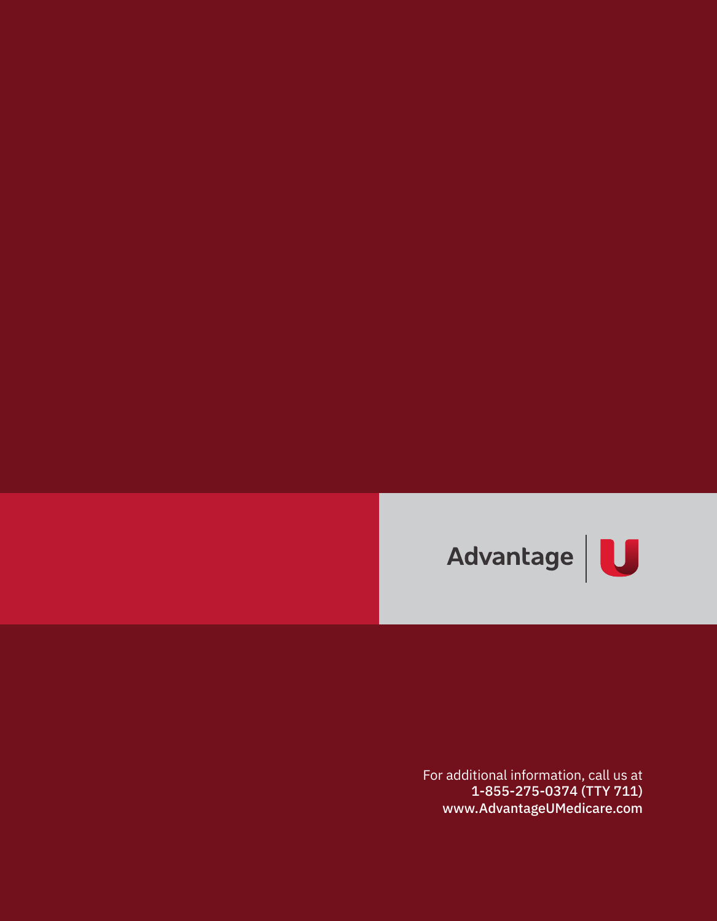Advantage | U

For additional information, call us at
1-855-275-0374 (TTY 711)
www.AdvantageUMedicare.com